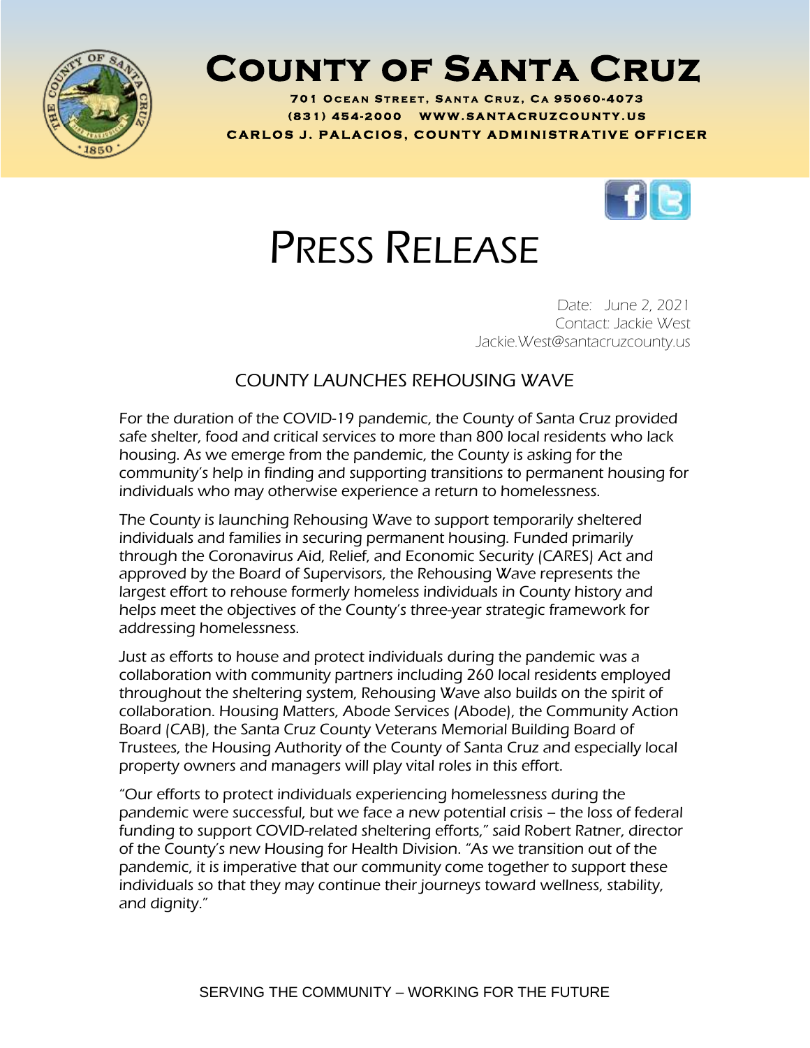# County of Santa Cruz

**701 Ocean Street, Santa Cruz, CA 95060-4073**
**(831) 454-2000 WWW.SANTACRUZCOUNTY.US**
**CARLOS J. PALACIOS, COUNTY ADMINISTRATIVE OFFICER**

# Press Release

Date: June 2, 2021
Contact: Jackie West
Jackie.West@santacruzcounty.us

## COUNTY LAUNCHES REHOUSING WAVE

For the duration of the COVID-19 pandemic, the County of Santa Cruz provided safe shelter, food and critical services to more than 800 local residents who lack housing. As we emerge from the pandemic, the County is asking for the community's help in finding and supporting transitions to permanent housing for individuals who may otherwise experience a return to homelessness.

The County is launching Rehousing Wave to support temporarily sheltered individuals and families in securing permanent housing. Funded primarily through the Coronavirus Aid, Relief, and Economic Security (CARES) Act and approved by the Board of Supervisors, the Rehousing Wave represents the largest effort to rehouse formerly homeless individuals in County history and helps meet the objectives of the County's three-year strategic framework for addressing homelessness.

Just as efforts to house and protect individuals during the pandemic was a collaboration with community partners including 260 local residents employed throughout the sheltering system, Rehousing Wave also builds on the spirit of collaboration. Housing Matters, Abode Services (Abode), the Community Action Board (CAB), the Santa Cruz County Veterans Memorial Building Board of Trustees, the Housing Authority of the County of Santa Cruz and especially local property owners and managers will play vital roles in this effort.

"Our efforts to protect individuals experiencing homelessness during the pandemic were successful, but we face a new potential crisis – the loss of federal funding to support COVID-related sheltering efforts," said Robert Ratner, director of the County's new Housing for Health Division. "As we transition out of the pandemic, it is imperative that our community come together to support these individuals so that they may continue their journeys toward wellness, stability, and dignity."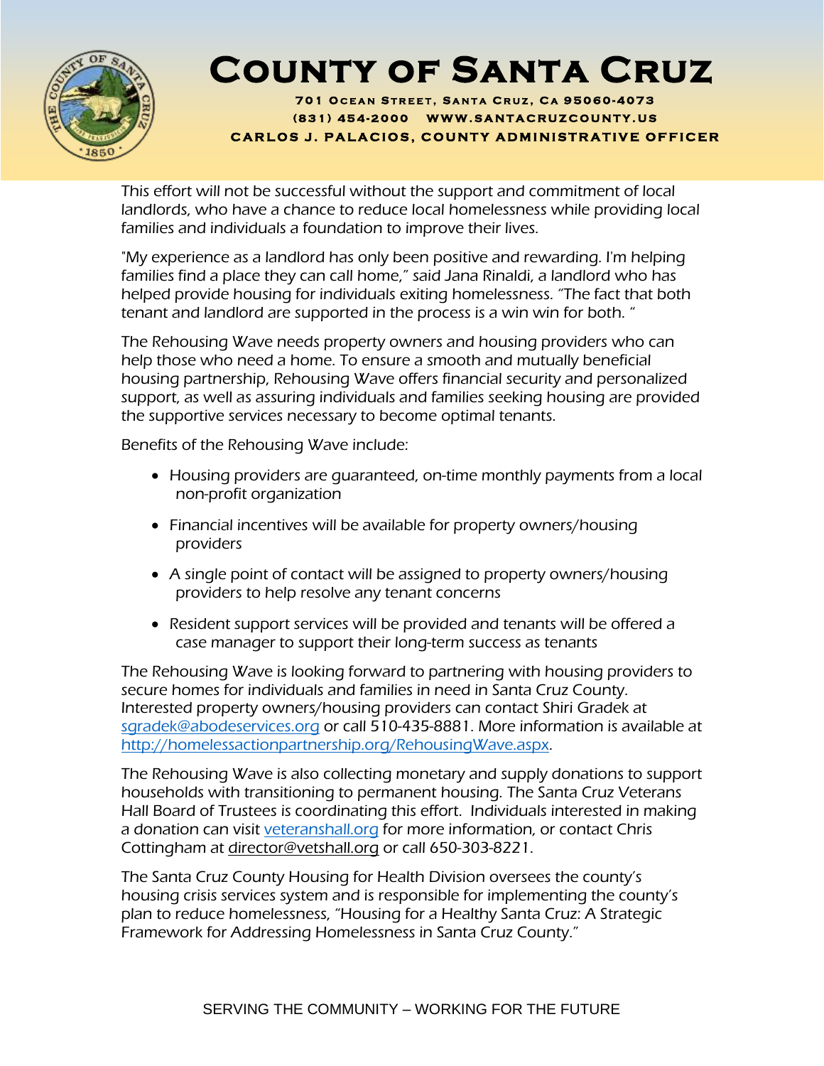This effort will not be successful without the support and commitment of local landlords, who have a chance to reduce local homelessness while providing local families and individuals a foundation to improve their lives.

"My experience as a landlord has only been positive and rewarding. I'm helping families find a place they can call home," said Jana Rinaldi, a landlord who has helped provide housing for individuals exiting homelessness. "The fact that both tenant and landlord are supported in the process is a win win for both. "

The Rehousing Wave needs property owners and housing providers who can help those who need a home. To ensure a smooth and mutually beneficial housing partnership, Rehousing Wave offers financial security and personalized support, as well as assuring individuals and families seeking housing are provided the supportive services necessary to become optimal tenants.

Benefits of the Rehousing Wave include:

- Housing providers are guaranteed, on-time monthly payments from a local non-profit organization
- Financial incentives will be available for property owners/housing providers
- A single point of contact will be assigned to property owners/housing providers to help resolve any tenant concerns
- Resident support services will be provided and tenants will be offered a case manager to support their long-term success as tenants

The Rehousing Wave is looking forward to partnering with housing providers to secure homes for individuals and families in need in Santa Cruz County. Interested property owners/housing providers can contact Shiri Gradek at sgradek@abodeservices.org or call 510-435-8881. More information is available at http://homelessactionpartnership.org/RehousingWave.aspx.

The Rehousing Wave is also collecting monetary and supply donations to support households with transitioning to permanent housing. The Santa Cruz Veterans Hall Board of Trustees is coordinating this effort. Individuals interested in making a donation can visit veteranshall.org for more information, or contact Chris Cottingham at director@vetshall.org or call 650-303-8221.

The Santa Cruz County Housing for Health Division oversees the county's housing crisis services system and is responsible for implementing the county's plan to reduce homelessness, "Housing for a Healthy Santa Cruz: A Strategic Framework for Addressing Homelessness in Santa Cruz County."